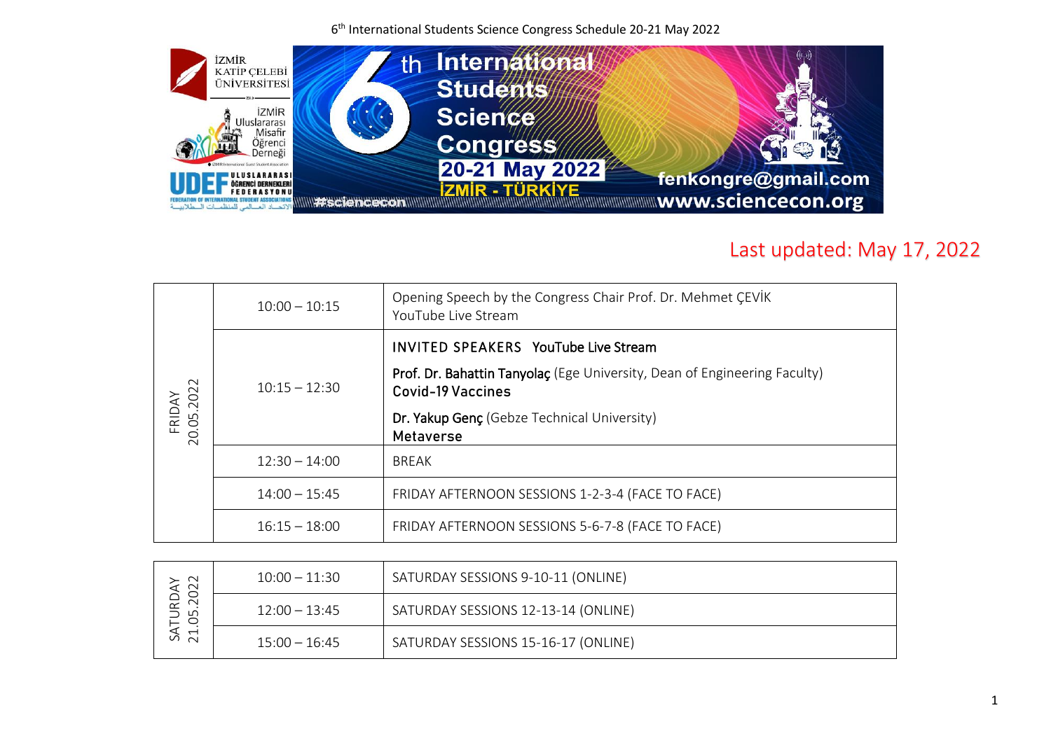6th International Students Science Congress Schedule 20-21 May 2022

Last updated: May 17, 2022

| Day | Time | Program |
|---|---|---|
| FRIDAY 20.05.2022 | 10:00 – 10:15 | Opening Speech by the Congress Chair Prof. Dr. Mehmet ÇEVİK<br>YouTube Live Stream |
| | 10:15 – 12:30 | INVITED SPEAKERS YouTube Live Stream<br>**Prof. Dr. Bahattin Tanyolaç** (Ege University, Dean of Engineering Faculty)<br>Covid-19 Vaccines<br>**Dr. Yakup Genç** (Gebze Technical University)<br>Metaverse |
| | 12:30 – 14:00 | BREAK |
| | 14:00 – 15:45 | FRIDAY AFTERNOON SESSIONS 1-2-3-4 (FACE TO FACE) |
| | 16:15 – 18:00 | FRIDAY AFTERNOON SESSIONS 5-6-7-8 (FACE TO FACE) |

| Day | Time | Program |
|---|---|---|
| SATURDAY 21.05.2022 | 10:00 – 11:30 | SATURDAY SESSIONS 9-10-11 (ONLINE) |
| | 12:00 – 13:45 | SATURDAY SESSIONS 12-13-14 (ONLINE) |
| | 15:00 – 16:45 | SATURDAY SESSIONS 15-16-17 (ONLINE) |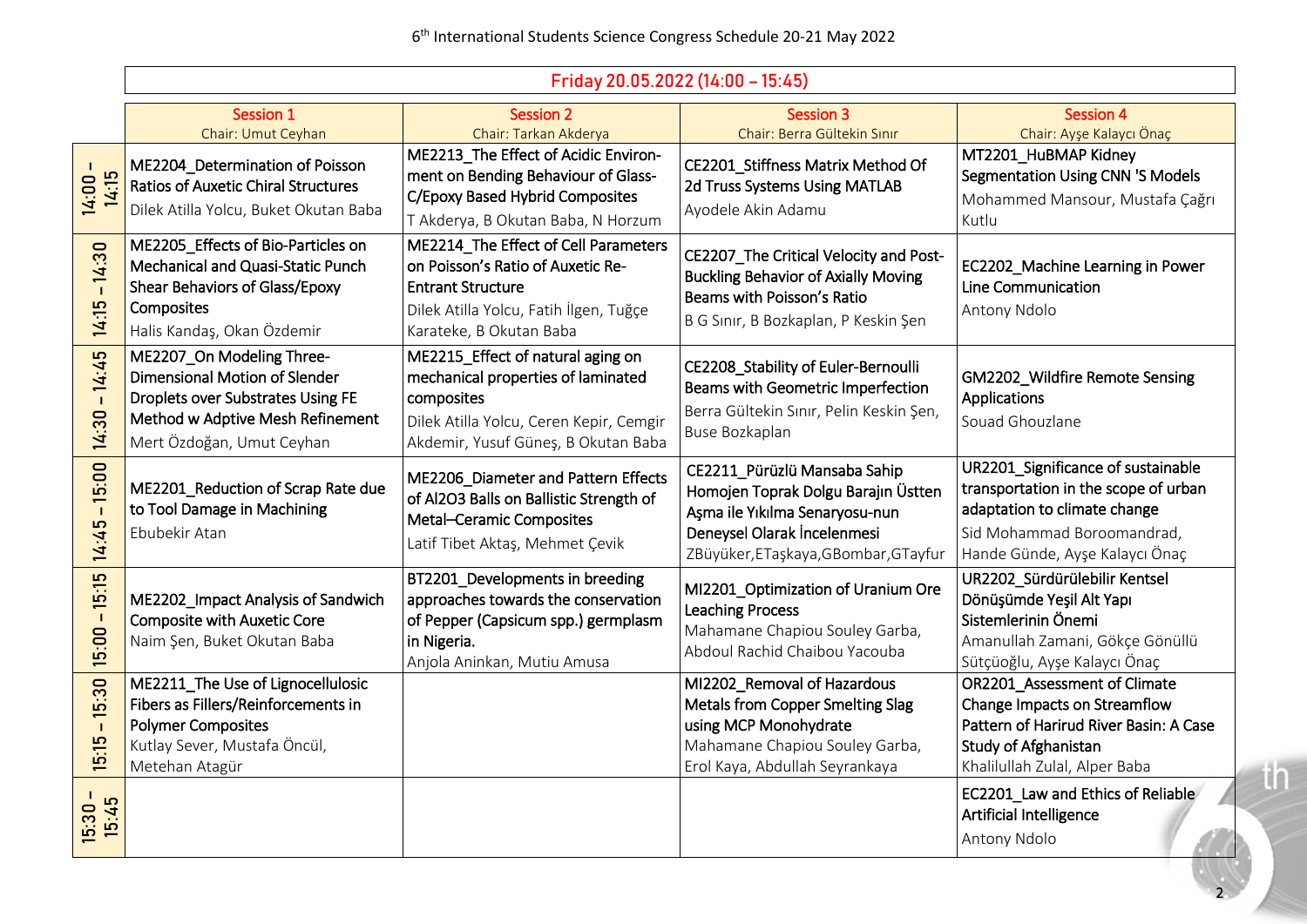6th International Students Science Congress Schedule 20-21 May 2022

## Friday 20.05.2022 (14:00 – 15:45)

| | Session 1 Chair: Umut Ceyhan | Session 2 Chair: Tarkan Akderya | Session 3 Chair: Berra Gültekin Sınır | Session 4 Chair: Ayşe Kalaycı Önaç |
|---|---|---|---|---|
| 14:00 - 14:15 | ME2204_Determination of Poisson Ratios of Auxetic Chiral Structures Dilek Atilla Yolcu, Buket Okutan Baba | ME2213_The Effect of Acidic Environment on Bending Behaviour of Glass-C/Epoxy Based Hybrid Composites T Akderya, B Okutan Baba, N Horzum | CE2201_Stiffness Matrix Method Of 2d Truss Systems Using MATLAB Ayodele Akin Adamu | MT2201_HuBMAP Kidney Segmentation Using CNN 'S Models Mohammed Mansour, Mustafa Çağrı Kutlu |
| 14:15 – 14:30 | ME2205_Effects of Bio-Particles on Mechanical and Quasi-Static Punch Shear Behaviors of Glass/Epoxy Composites Halis Kandaş, Okan Özdemir | ME2214_The Effect of Cell Parameters on Poisson's Ratio of Auxetic Re-Entrant Structure Dilek Atilla Yolcu, Fatih İlgen, Tuğçe Karateke, B Okutan Baba | CE2207_The Critical Velocity and Post-Buckling Behavior of Axially Moving Beams with Poisson's Ratio B G Sınır, B Bozkaplan, P Keskin Şen | EC2202_Machine Learning in Power Line Communication Antony Ndolo |
| 14:30 – 14:45 | ME2207_On Modeling Three-Dimensional Motion of Slender Droplets over Substrates Using FE Method w Adptive Mesh Refinement Mert Özdoğan, Umut Ceyhan | ME2215_Effect of natural aging on mechanical properties of laminated composites Dilek Atilla Yolcu, Ceren Kepir, Cemgir Akdemir, Yusuf Güneş, B Okutan Baba | CE2208_Stability of Euler-Bernoulli Beams with Geometric Imperfection Berra Gültekin Sınır, Pelin Keskin Şen, Buse Bozkaplan | GM2202_Wildfire Remote Sensing Applications Souad Ghouzlane |
| 14:45 – 15:00 | ME2201_Reduction of Scrap Rate due to Tool Damage in Machining Ebubekir Atan | ME2206_Diameter and Pattern Effects of Al2O3 Balls on Ballistic Strength of Metal–Ceramic Composites Latif Tibet Aktaş, Mehmet Çevik | CE2211_Pürüzlü Mansaba Sahip Homojen Toprak Dolgu Barajın Üstten Aşma ile Yıkılma Senaryosu-nun Deneysel Olarak İncelenmesi ZBüyüker,ETaşkaya,GBombar,GTayfur | UR2201_Significance of sustainable transportation in the scope of urban adaptation to climate change Sid Mohammad Boroomandrad, Hande Günde, Ayşe Kalaycı Önaç |
| 15:00 – 15:15 | ME2202_Impact Analysis of Sandwich Composite with Auxetic Core Naim Şen, Buket Okutan Baba | BT2201_Developments in breeding approaches towards the conservation of Pepper (Capsicum spp.) germplasm in Nigeria. Anjola Aninkan, Mutiu Amusa | MI2201_Optimization of Uranium Ore Leaching Process Mahamane Chapiou Souley Garba, Abdoul Rachid Chaibou Yacouba | UR2202_Sürdürülebilir Kentsel Dönüşümde Yeşil Alt Yapı Sistemlerinin Önemi Amanullah Zamani, Gökçe Gönüllü Sütçüoğlu, Ayşe Kalaycı Önaç |
| 15:15 – 15:30 | ME2211_The Use of Lignocellulosic Fibers as Fillers/Reinforcements in Polymer Composites Kutlay Sever, Mustafa Öncül, Metehan Atagür | | MI2202_Removal of Hazardous Metals from Copper Smelting Slag using MCP Monohydrate Mahamane Chapiou Souley Garba, Erol Kaya, Abdullah Seyrankaya | OR2201_Assessment of Climate Change Impacts on Streamflow Pattern of Harirud River Basin: A Case Study of Afghanistan Khalilullah Zulal, Alper Baba |
| 15:30 - 15:45 | | | | EC2201_Law and Ethics of Reliable Artificial Intelligence Antony Ndolo |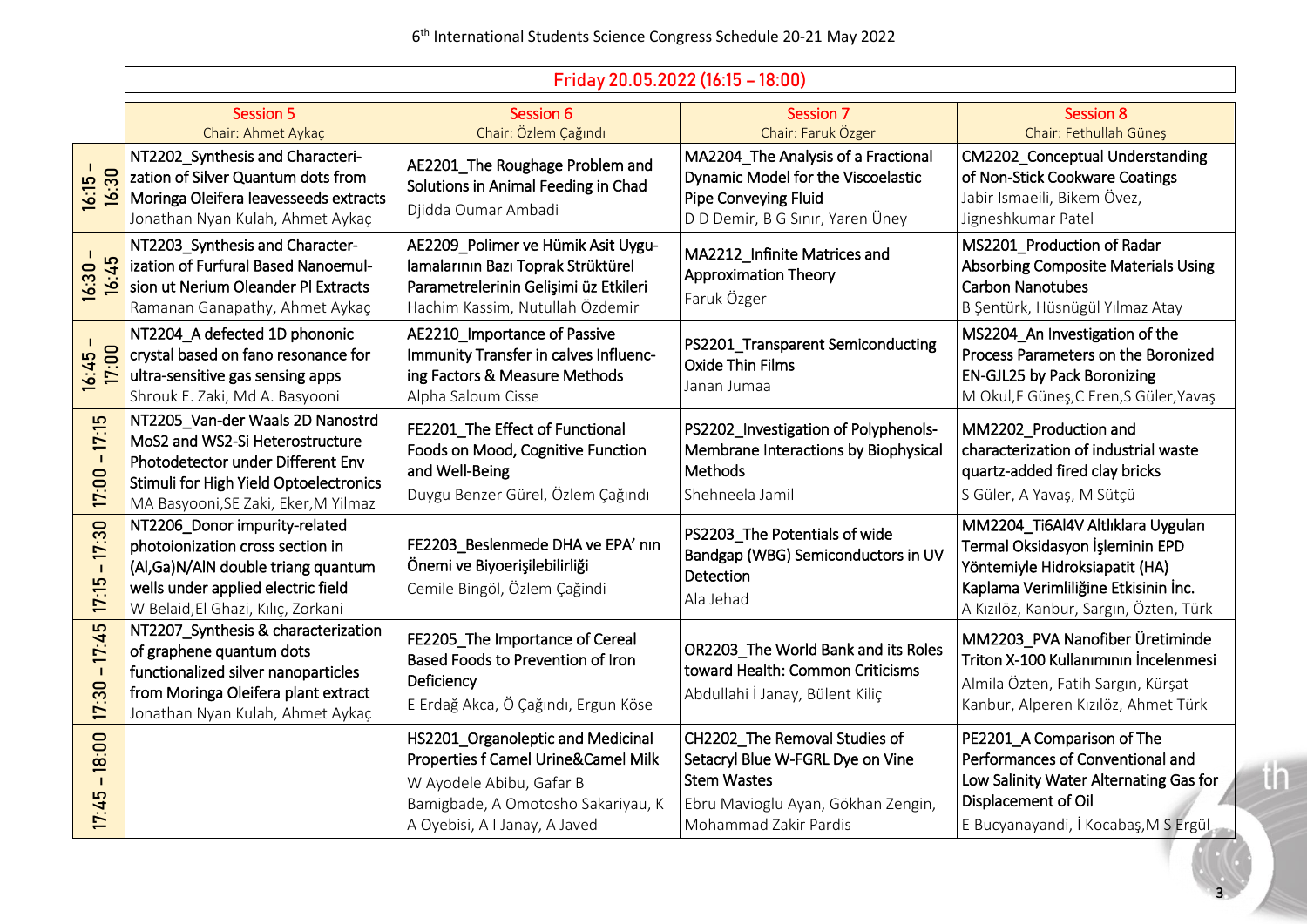6th International Students Science Congress Schedule 20-21 May 2022

## Friday 20.05.2022 (16:15 – 18:00)

| | Session 5<br>Chair: Ahmet Aykaç | Session 6<br>Chair: Özlem Çağındı | Session 7<br>Chair: Faruk Özger | Session 8<br>Chair: Fethullah Güneş |
|---|---|---|---|---|
| 16:15 – 16:30 | NT2202_Synthesis and Characterization of Silver Quantum dots from Moringa Oleifera leavesseeds extracts<br>Jonathan Nyan Kulah, Ahmet Aykaç | AE2201_The Roughage Problem and Solutions in Animal Feeding in Chad<br>Djidda Oumar Ambadi | MA2204_The Analysis of a Fractional Dynamic Model for the Viscoelastic Pipe Conveying Fluid<br>D D Demir, B G Sınır, Yaren Üney | CM2202_Conceptual Understanding of Non-Stick Cookware Coatings<br>Jabir Ismaeili, Bikem Övez, Jigneshkumar Patel |
| 16:30 – 16:45 | NT2203_Synthesis and Characterization of Furfural Based Nanoemulsion ut Nerium Oleander Pl Extracts<br>Ramanan Ganapathy, Ahmet Aykaç | AE2209_Polimer ve Hümik Asit Uygulamalarının Bazı Toprak Strüktürel Parametrelerinin Gelişimi üz Etkileri<br>Hachim Kassim, Nutullah Özdemir | MA2212_Infinite Matrices and Approximation Theory<br>Faruk Özger | MS2201_Production of Radar Absorbing Composite Materials Using Carbon Nanotubes<br>B Şentürk, Hüsnügül Yılmaz Atay |
| 16:45 – 17:00 | NT2204_A defected 1D phononic crystal based on fano resonance for ultra-sensitive gas sensing apps<br>Shrouk E. Zaki, Md A. Basyooni | AE2210_Importance of Passive Immunity Transfer in calves Influencing Factors & Measure Methods<br>Alpha Saloum Cisse | PS2201_Transparent Semiconducting Oxide Thin Films<br>Janan Jumaa | MS2204_An Investigation of the Process Parameters on the Boronized EN-GJL25 by Pack Boronizing<br>M Okul,F Güneş,C Eren,S Güler,Yavaş |
| 17:00 – 17:15 | NT2205_Van-der Waals 2D Nanostrd MoS2 and WS2-Si Heterostructure Photodetector under Different Env Stimuli for High Yield Optoelectronics<br>MA Basyooni,SE Zaki, Eker,M Yilmaz | FE2201_The Effect of Functional Foods on Mood, Cognitive Function and Well-Being<br>Duygu Benzer Gürel, Özlem Çağındı | PS2202_Investigation of Polyphenols-Membrane Interactions by Biophysical Methods<br>Shehneela Jamil | MM2202_Production and characterization of industrial waste quartz-added fired clay bricks<br>S Güler, A Yavaş, M Sütçü |
| 17:15 – 17:30 | NT2206_Donor impurity-related photoionization cross section in (Al,Ga)N/AlN double triang quantum wells under applied electric field<br>W Belaid,El Ghazi, Kılıç, Zorkani | FE2203_Beslenmede DHA ve EPA' nın Önemi ve Biyoerişilebilirliği<br>Cemile Bingöl, Özlem Çağindi | PS2203_The Potentials of wide Bandgap (WBG) Semiconductors in UV Detection<br>Ala Jehad | MM2204_Ti6Al4V Altlıklara Uygulan Termal Oksidasyon İşleminin EPD Yöntemiyle Hidroksiapatit (HA) Kaplama Verimliliğine Etkisinin İnc.<br>A Kızılöz, Kanbur, Sargın, Özten, Türk |
| 17:30 – 17:45 | NT2207_Synthesis & characterization of graphene quantum dots functionalized silver nanoparticles from Moringa Oleifera plant extract<br>Jonathan Nyan Kulah, Ahmet Aykaç | FE2205_The Importance of Cereal Based Foods to Prevention of Iron Deficiency<br>E Erdağ Akca, Ö Çağındı, Ergun Köse | OR2203_The World Bank and its Roles toward Health: Common Criticisms<br>Abdullahi İ Janay, Bülent Kiliç | MM2203_PVA Nanofiber Üretiminde Triton X-100 Kullanımının İncelenmesi<br>Almila Özten, Fatih Sargın, Kürşat Kanbur, Alperen Kızılöz, Ahmet Türk |
| 17:45 – 18:00 | | HS2201_Organoleptic and Medicinal Properties f Camel Urine&Camel Milk<br>W Ayodele Abibu, Gafar B Bamigbade, A Omotosho Sakariyau, K A Oyebisi, A I Janay, A Javed | CH2202_The Removal Studies of Setacryl Blue W-FGRL Dye on Vine Stem Wastes<br>Ebru Mavioglu Ayan, Gökhan Zengin, Mohammad Zakir Pardis | PE2201_A Comparison of The Performances of Conventional and Low Salinity Water Alternating Gas for Displacement of Oil<br>E Bucyanayandi, İ Kocabaş,M S Ergül |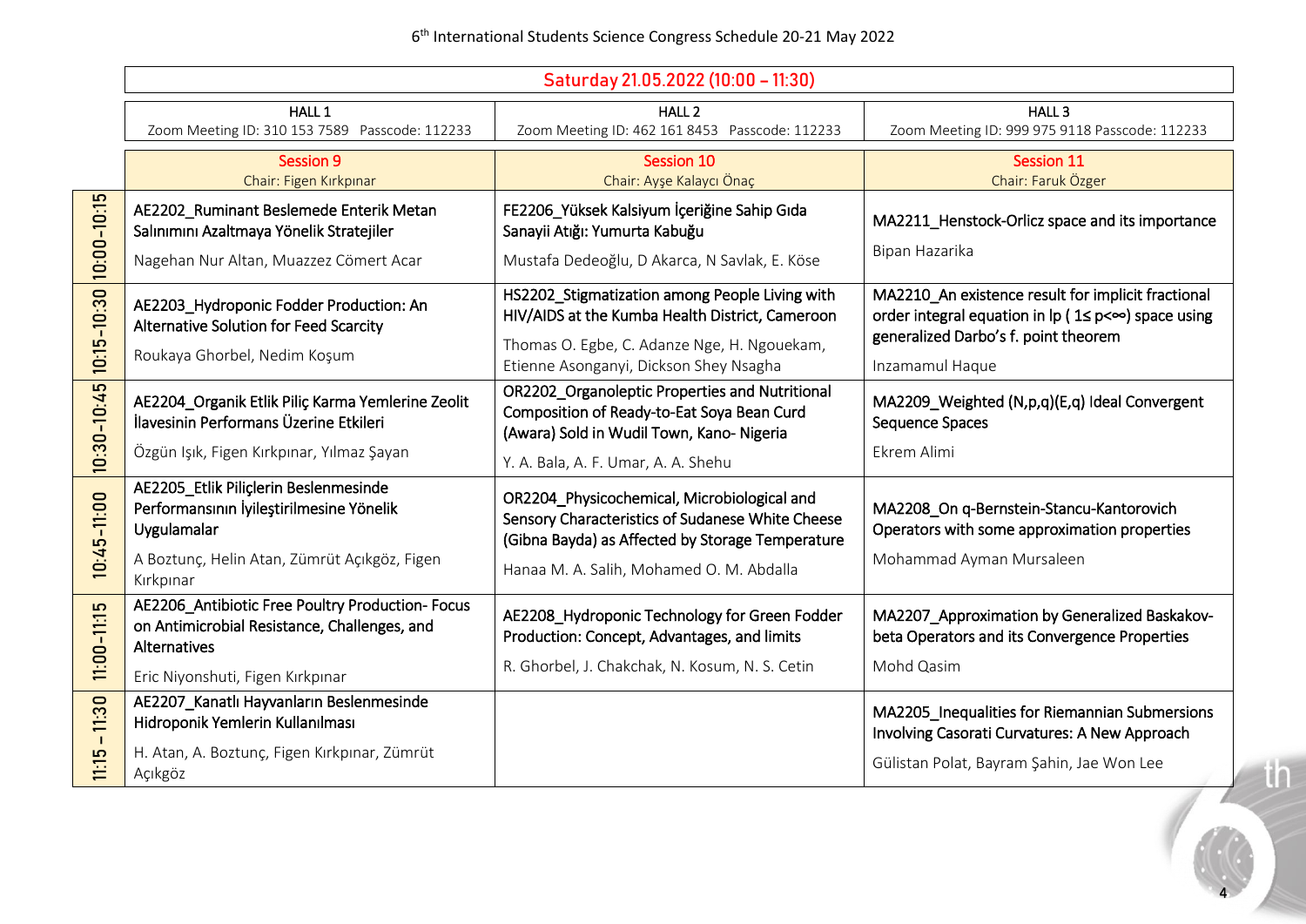# 6th International Students Science Congress Schedule 20-21 May 2022

## Saturday 21.05.2022 (10:00 – 11:30)

| Time | HALL 1<br>Zoom Meeting ID: 310 153 7589 Passcode: 112233 | HALL 2<br>Zoom Meeting ID: 462 161 8453 Passcode: 112233 | HALL 3<br>Zoom Meeting ID: 999 975 9118 Passcode: 112233 |
|---|---|---|---|
| | **Session 9**<br>Chair: Figen Kırkpınar | **Session 10**<br>Chair: Ayşe Kalaycı Önaç | **Session 11**<br>Chair: Faruk Özger |
| 10:00-10:15 | AE2202_Ruminant Beslemede Enterik Metan Salınımını Azaltmaya Yönelik Stratejiler<br>Nagehan Nur Altan, Muazzez Cömert Acar | FE2206_Yüksek Kalsiyum İçeriğine Sahip Gıda Sanayii Atığı: Yumurta Kabuğu<br>Mustafa Dedeoğlu, D Akarca, N Savlak, E. Köse | MA2211_Henstock-Orlicz space and its importance<br>Bipan Hazarika |
| 10:15-10:30 | AE2203_Hydroponic Fodder Production: An Alternative Solution for Feed Scarcity<br>Roukaya Ghorbel, Nedim Koşum | HS2202_Stigmatization among People Living with HIV/AIDS at the Kumba Health District, Cameroon<br>Thomas O. Egbe, C. Adanze Nge, H. Ngouekam, Etienne Asonganyi, Dickson Shey Nsagha | MA2210_An existence result for implicit fractional order integral equation in lp ( 1≤ p<∞) space using generalized Darbo's f. point theorem<br>Inzamamul Haque |
| 10:30-10:45 | AE2204_Organik Etlik Piliç Karma Yemlerine Zeolit İlavesinin Performans Üzerine Etkileri<br>Özgün Işık, Figen Kırkpınar, Yılmaz Şayan | OR2202_Organoleptic Properties and Nutritional Composition of Ready-to-Eat Soya Bean Curd (Awara) Sold in Wudil Town, Kano- Nigeria<br>Y. A. Bala, A. F. Umar, A. A. Shehu | MA2209_Weighted (N,p,q)(E,q) Ideal Convergent Sequence Spaces<br>Ekrem Alimi |
| 10:45-11:00 | AE2205_Etlik Piliçlerin Beslenmesinde Performansının İyileştirilmesine Yönelik Uygulamalar<br>A Boztunç, Helin Atan, Zümrüt Açıkgöz, Figen Kırkpınar | OR2204_Physicochemical, Microbiological and Sensory Characteristics of Sudanese White Cheese (Gibna Bayda) as Affected by Storage Temperature<br>Hanaa M. A. Salih, Mohamed O. M. Abdalla | MA2208_On q-Bernstein-Stancu-Kantorovich Operators with some approximation properties<br>Mohammad Ayman Mursaleen |
| 11:00-11:15 | AE2206_Antibiotic Free Poultry Production- Focus on Antimicrobial Resistance, Challenges, and Alternatives<br>Eric Niyonshuti, Figen Kırkpınar | AE2208_Hydroponic Technology for Green Fodder Production: Concept, Advantages, and limits<br>R. Ghorbel, J. Chakchak, N. Kosum, N. S. Cetin | MA2207_Approximation by Generalized Baskakov-beta Operators and its Convergence Properties<br>Mohd Qasim |
| 11:15 – 11:30 | AE2207_Kanatlı Hayvanların Beslenmesinde Hidroponik Yemlerin Kullanılması<br>H. Atan, A. Boztunç, Figen Kırkpınar, Zümrüt Açıkgöz | | MA2205_Inequalities for Riemannian Submersions Involving Casorati Curvatures: A New Approach<br>Gülistan Polat, Bayram Şahin, Jae Won Lee |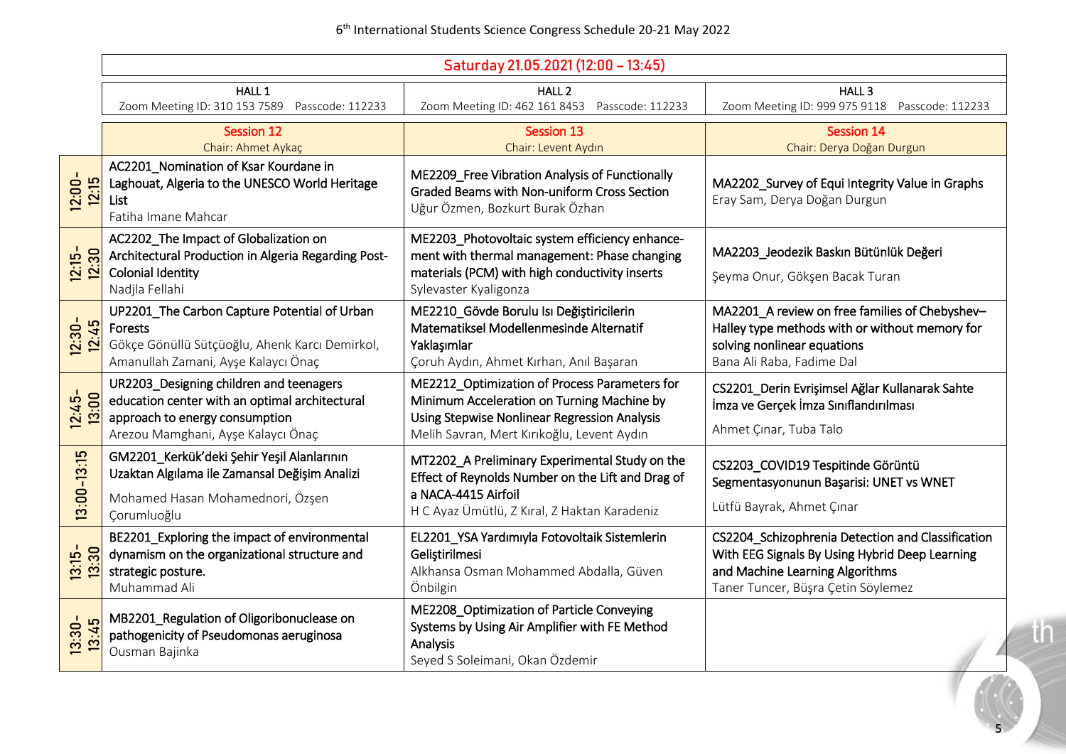6th International Students Science Congress Schedule 20-21 May 2022

| | | | |
|---|---|---|---|
| | **Saturday 21.05.2021 (12:00 – 13:45)** | | |
| | HALL 1<br>Zoom Meeting ID: 310 153 7589 Passcode: 112233 | HALL 2<br>Zoom Meeting ID: 462 161 8453 Passcode: 112233 | HALL 3<br>Zoom Meeting ID: 999 975 9118 Passcode: 112233 |
| | **Session 12**<br>Chair: Ahmet Aykaç | **Session 13**<br>Chair: Levent Aydın | **Session 14**<br>Chair: Derya Doğan Durgun |
| 12:00-12:15 | AC2201_Nomination of Ksar Kourdane in Laghouat, Algeria to the UNESCO World Heritage List<br>Fatiha Imane Mahcar | ME2209_Free Vibration Analysis of Functionally Graded Beams with Non-uniform Cross Section<br>Uğur Özmen, Bozkurt Burak Özhan | MA2202_Survey of Equi Integrity Value in Graphs<br>Eray Sam, Derya Doğan Durgun |
| 12:15-12:30 | AC2202_The Impact of Globalization on Architectural Production in Algeria Regarding Post-Colonial Identity<br>Nadjla Fellahi | ME2203_Photovoltaic system efficiency enhance-ment with thermal management: Phase changing materials (PCM) with high conductivity inserts<br>Sylevaster Kyaligonza | MA2203_Jeodezik Baskın Bütünlük Değeri<br>Şeyma Onur, Gökşen Bacak Turan |
| 12:30-12:45 | UP2201_The Carbon Capture Potential of Urban Forests<br>Gökçe Gönüllü Sütçüoğlu, Ahenk Karcı Demirkol, Amanullah Zamani, Ayşe Kalaycı Önaç | ME2210_Gövde Borulu Isı Değiştiricilerin Matematiksel Modellenmesinde Alternatif Yaklaşımlar<br>Çoruh Aydın, Ahmet Kırhan, Anıl Başaran | MA2201_A review on free families of Chebyshev–Halley type methods with or without memory for solving nonlinear equations<br>Bana Ali Raba, Fadime Dal |
| 12:45-13:00 | UR2203_Designing children and teenagers education center with an optimal architectural approach to energy consumption<br>Arezou Mamghani, Ayşe Kalaycı Önaç | ME2212_Optimization of Process Parameters for Minimum Acceleration on Turning Machine by Using Stepwise Nonlinear Regression Analysis<br>Melih Savran, Mert Kırıkoğlu, Levent Aydın | CS2201_Derin Evrişimsel Ağlar Kullanarak Sahte İmza ve Gerçek İmza Sınıflandırılması<br>Ahmet Çınar, Tuba Talo |
| 13:00-13:15 | GM2201_Kerkük'deki Şehir Yeşil Alanlarının Uzaktan Algılama ile Zamansal Değişim Analizi<br>Mohamed Hasan Mohamednori, Özşen Çorumluoğlu | MT2202_A Preliminary Experimental Study on the Effect of Reynolds Number on the Lift and Drag of a NACA-4415 Airfoil<br>H C Ayaz Ümütlü, Z Kıral, Z Haktan Karadeniz | CS2203_COVID19 Tespitinde Görüntü Segmentasyonunun Başarisi: UNET vs WNET<br>Lütfü Bayrak, Ahmet Çınar |
| 13:15-13:30 | BE2201_Exploring the impact of environmental dynamism on the organizational structure and strategic posture.<br>Muhammad Ali | EL2201_YSA Yardımıyla Fotovoltaik Sistemlerin Geliştirilmesi<br>Alkhansa Osman Mohammed Abdalla, Güven Önbilgin | CS2204_Schizophrenia Detection and Classification With EEG Signals By Using Hybrid Deep Learning and Machine Learning Algorithms<br>Taner Tuncer, Büşra Çetin Söylemez |
| 13:30-13:45 | MB2201_Regulation of Oligoribonuclease on pathogenicity of Pseudomonas aeruginosa<br>Ousman Bajinka | ME2208_Optimization of Particle Conveying Systems by Using Air Amplifier with FE Method Analysis<br>Seyed S Soleimani, Okan Özdemir | |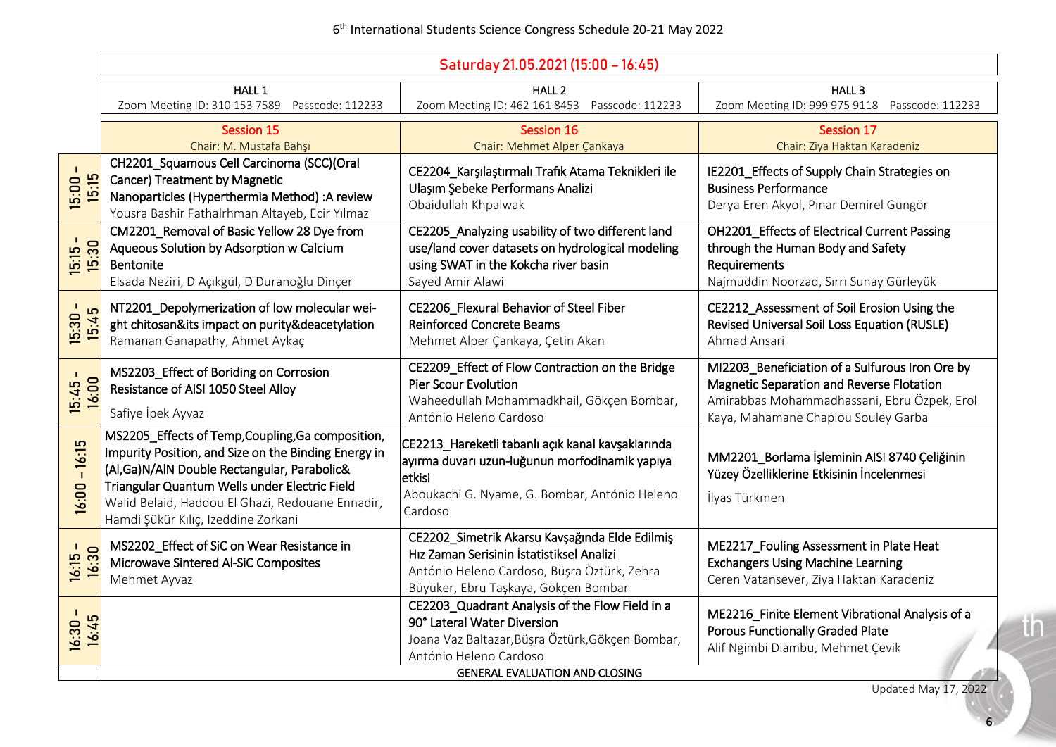6th International Students Science Congress Schedule 20-21 May 2022

| | Saturday 21.05.2021 (15:00 – 16:45) | | |
|---|---|---|---|
| | HALL 1<br>Zoom Meeting ID: 310 153 7589 Passcode: 112233 | HALL 2<br>Zoom Meeting ID: 462 161 8453 Passcode: 112233 | HALL 3<br>Zoom Meeting ID: 999 975 9118 Passcode: 112233 |
| | Session 15<br>Chair: M. Mustafa Bahşı | Session 16<br>Chair: Mehmet Alper Çankaya | Session 17<br>Chair: Ziya Haktan Karadeniz |
| 15:00 - 15:15 | **CH2201_Squamous Cell Carcinoma (SCC)(Oral Cancer) Treatment by Magnetic Nanoparticles (Hyperthermia Method) :A review**<br>Yousra Bashir Fathalrhman Altayeb, Ecir Yılmaz | **CE2204_Karşılaştırmalı Trafık Atama Teknikleri ile Ulaşım Şebeke Performans Analizi**<br>Obaidullah Khpalwak | **IE2201_Effects of Supply Chain Strategies on Business Performance**<br>Derya Eren Akyol, Pınar Demirel Güngör |
| 15:15 - 15:30 | **CM2201_Removal of Basic Yellow 28 Dye from Aqueous Solution by Adsorption w Calcium Bentonite**<br>Elsada Neziri, D Açıkgül, D Duranoğlu Dinçer | **CE2205_Analyzing usability of two different land use/land cover datasets on hydrological modeling using SWAT in the Kokcha river basin**<br>Sayed Amir Alawi | **OH2201_Effects of Electrical Current Passing through the Human Body and Safety Requirements**<br>Najmuddin Noorzad, Sırrı Sunay Gürleyük |
| 15:30 - 15:45 | **NT2201_Depolymerization of low molecular wei-ght chitosan&its impact on purity&deacetylation**<br>Ramanan Ganapathy, Ahmet Aykaç | **CE2206_Flexural Behavior of Steel Fiber Reinforced Concrete Beams**<br>Mehmet Alper Çankaya, Çetin Akan | **CE2212_Assessment of Soil Erosion Using the Revised Universal Soil Loss Equation (RUSLE)**<br>Ahmad Ansari |
| 15:45 - 16:00 | **MS2203_Effect of Boriding on Corrosion Resistance of AISI 1050 Steel Alloy**<br>Safiye İpek Ayvaz | **CE2209_Effect of Flow Contraction on the Bridge Pier Scour Evolution**<br>Waheedullah Mohammadkhail, Gökçen Bombar, António Heleno Cardoso | **MI2203_Beneficiation of a Sulfurous Iron Ore by Magnetic Separation and Reverse Flotation**<br>Amirabbas Mohammadhassani, Ebru Özpek, Erol Kaya, Mahamane Chapiou Souley Garba |
| 16:00 – 16:15 | **MS2205_Effects of Temp,Coupling,Ga composition, Impurity Position, and Size on the Binding Energy in (Al,Ga)N/AlN Double Rectangular, Parabolic& Triangular Quantum Wells under Electric Field**<br>Walid Belaid, Haddou El Ghazi, Redouane Ennadir, Hamdi Şükür Kılıç, Izeddine Zorkani | **CE2213_Hareketli tabanlı açık kanal kavşaklarında ayırma duvarı uzun-luğunun morfodinamik yapıya etkisi**<br>Aboukachi G. Nyame, G. Bombar, António Heleno Cardoso | **MM2201_Borlama İşleminin AISI 8740 Çeliğinin Yüzey Özelliklerine Etkisinin İncelenmesi**<br>İlyas Türkmen |
| 16:15 - 16:30 | **MS2202_Effect of SiC on Wear Resistance in Microwave Sintered Al-SiC Composites**<br>Mehmet Ayvaz | **CE2202_Simetrik Akarsu Kavşağında Elde Edilmiş Hız Zaman Serisinin İstatistiksel Analizi**<br>António Heleno Cardoso, Büşra Öztürk, Zehra Büyüker, Ebru Taşkaya, Gökçen Bombar | **ME2217_Fouling Assessment in Plate Heat Exchangers Using Machine Learning**<br>Ceren Vatansever, Ziya Haktan Karadeniz |
| 16:30 - 16:45 | | **CE2203_Quadrant Analysis of the Flow Field in a 90° Lateral Water Diversion**<br>Joana Vaz Baltazar,Büşra Öztürk,Gökçen Bombar, António Heleno Cardoso | **ME2216_Finite Element Vibrational Analysis of a Porous Functionally Graded Plate**<br>Alif Ngimbi Diambu, Mehmet Çevik |
| | GENERAL EVALUATION AND CLOSING | | |

Updated May 17, 2022